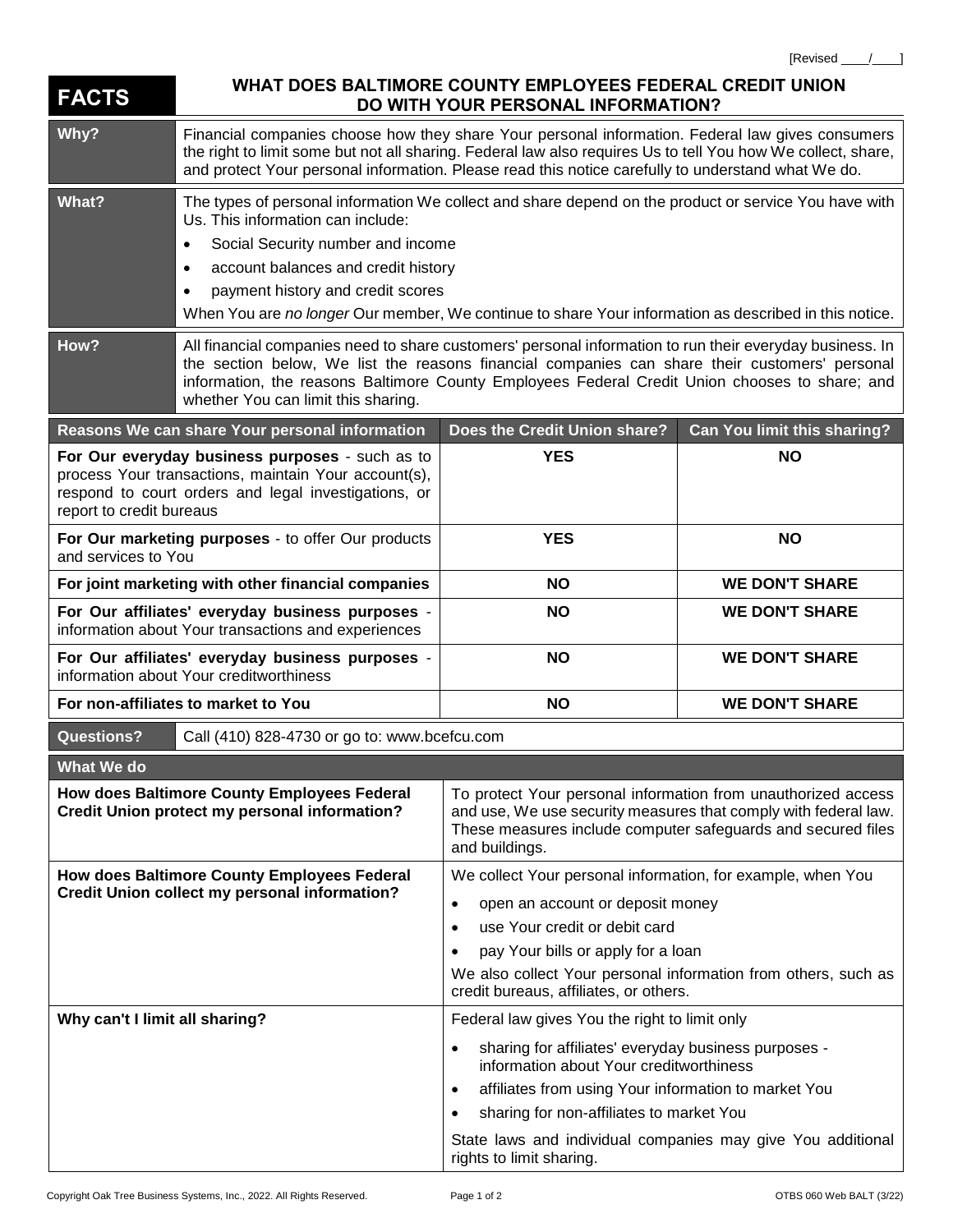[Revised ____/____]

# FACTS — WHAT DOES BALTIMORE COUNTY EMPLOYEES FEDERAL CREDIT UNION DO WITH YOUR PERSONAL INFORMATION?

| | |
|---|---|
| **Why?** | Financial companies choose how they share Your personal information. Federal law gives consumers the right to limit some but not all sharing. Federal law also requires Us to tell You how We collect, share, and protect Your personal information. Please read this notice carefully to understand what We do. |
| **What?** | The types of personal information We collect and share depend on the product or service You have with Us. This information can include:<br>• Social Security number and income<br>• account balances and credit history<br>• payment history and credit scores<br>When You are *no longer* Our member, We continue to share Your information as described in this notice. |
| **How?** | All financial companies need to share customers' personal information to run their everyday business. In the section below, We list the reasons financial companies can share their customers' personal information, the reasons Baltimore County Employees Federal Credit Union chooses to share; and whether You can limit this sharing. |

| Reasons We can share Your personal information | Does the Credit Union share? | Can You limit this sharing? |
|---|---|---|
| **For Our everyday business purposes** - such as to process Your transactions, maintain Your account(s), respond to court orders and legal investigations, or report to credit bureaus | **YES** | **NO** |
| **For Our marketing purposes** - to offer Our products and services to You | **YES** | **NO** |
| **For joint marketing with other financial companies** | **NO** | **WE DON'T SHARE** |
| **For Our affiliates' everyday business purposes** - information about Your transactions and experiences | **NO** | **WE DON'T SHARE** |
| **For Our affiliates' everyday business purposes** - information about Your creditworthiness | **NO** | **WE DON'T SHARE** |
| **For non-affiliates to market to You** | **NO** | **WE DON'T SHARE** |

| | |
|---|---|
| **Questions?** | Call (410) 828-4730 or go to: www.bcefcu.com |

| What We do | |
|---|---|
| **How does Baltimore County Employees Federal Credit Union protect my personal information?** | To protect Your personal information from unauthorized access and use, We use security measures that comply with federal law. These measures include computer safeguards and secured files and buildings. |
| **How does Baltimore County Employees Federal Credit Union collect my personal information?** | We collect Your personal information, for example, when You<br>• open an account or deposit money<br>• use Your credit or debit card<br>• pay Your bills or apply for a loan<br>We also collect Your personal information from others, such as credit bureaus, affiliates, or others. |
| **Why can't I limit all sharing?** | Federal law gives You the right to limit only<br>• sharing for affiliates' everyday business purposes - information about Your creditworthiness<br>• affiliates from using Your information to market You<br>• sharing for non-affiliates to market You<br>State laws and individual companies may give You additional rights to limit sharing. |

Copyright Oak Tree Business Systems, Inc., 2022. All Rights Reserved. OTBS 060 Web BALT (3/22)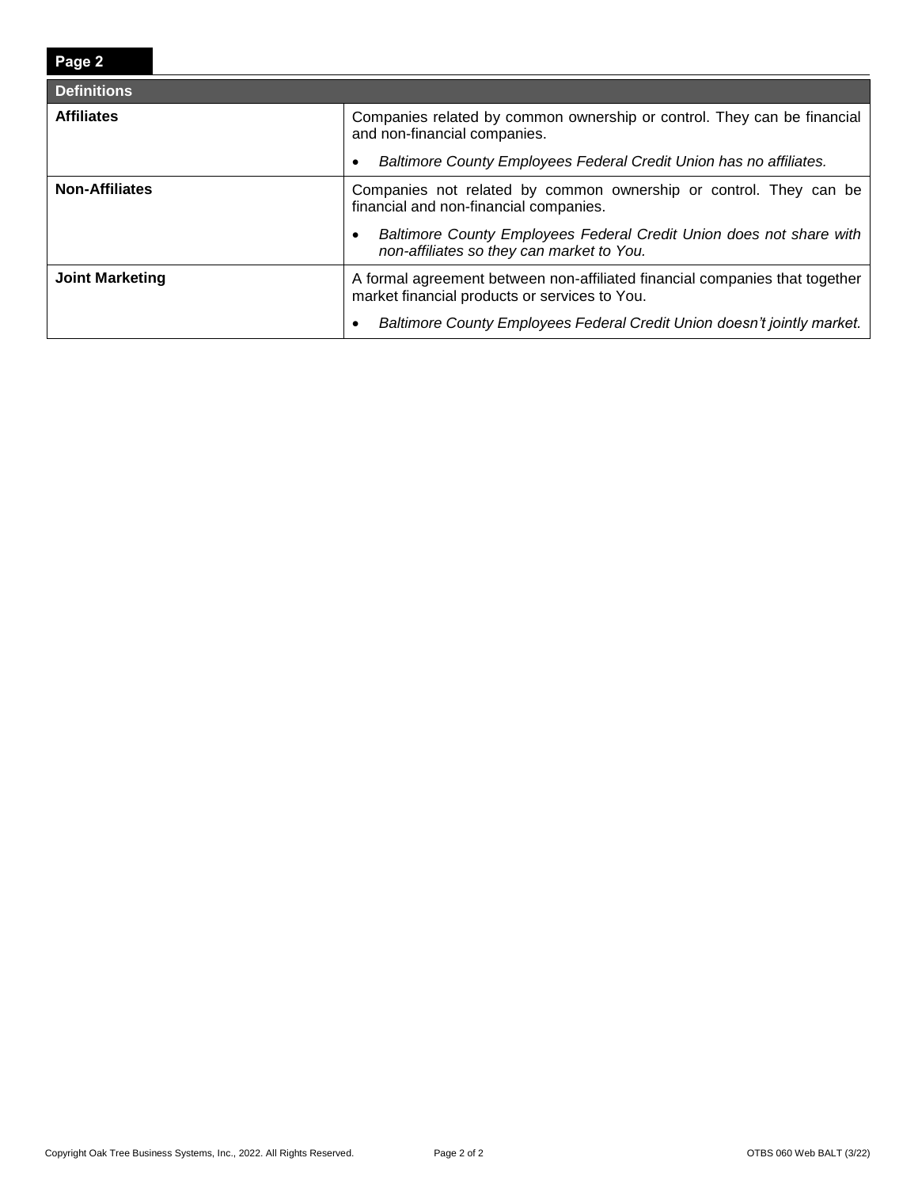## Definitions

| | |
|---|---|
| **Affiliates** | Companies related by common ownership or control. They can be financial and non-financial companies.<br>• *Baltimore County Employees Federal Credit Union has no affiliates.* |
| **Non-Affiliates** | Companies not related by common ownership or control. They can be financial and non-financial companies.<br>• *Baltimore County Employees Federal Credit Union does not share with non-affiliates so they can market to You.* |
| **Joint Marketing** | A formal agreement between non-affiliated financial companies that together market financial products or services to You.<br>• *Baltimore County Employees Federal Credit Union doesn't jointly market.* |

Copyright Oak Tree Business Systems, Inc., 2022. All Rights Reserved. OTBS 060 Web BALT (3/22)